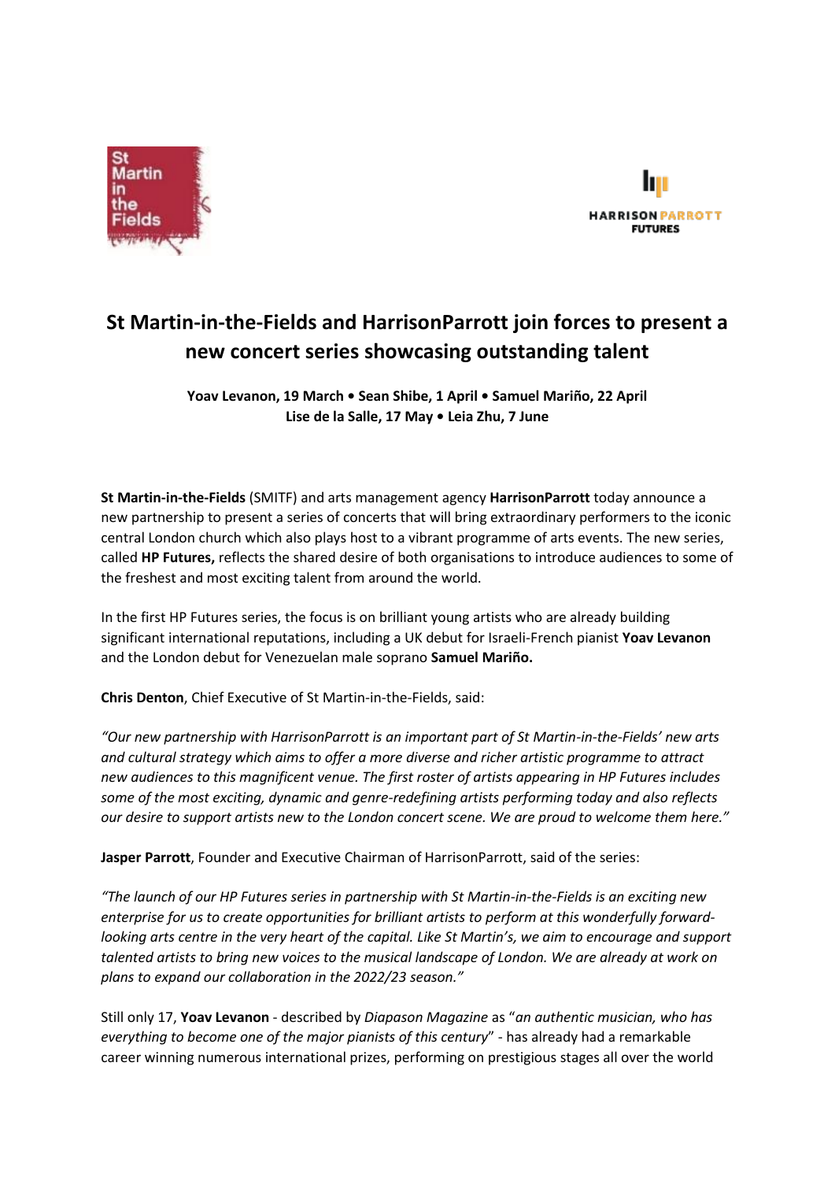# St Martin-in-the-Fields and HarrisonParrott join forces to present a new concert series showcasing outstanding talent

**Yoav Levanon, 19 March • Sean Shibe, 1 April • Samuel Mariño, 22 April
Lise de la Salle, 17 May • Leia Zhu, 7 June**

**St Martin-in-the-Fields** (SMITF) and arts management agency **HarrisonParrott** today announce a new partnership to present a series of concerts that will bring extraordinary performers to the iconic central London church which also plays host to a vibrant programme of arts events. The new series, called **HP Futures,** reflects the shared desire of both organisations to introduce audiences to some of the freshest and most exciting talent from around the world.

In the first HP Futures series, the focus is on brilliant young artists who are already building significant international reputations, including a UK debut for Israeli-French pianist **Yoav Levanon** and the London debut for Venezuelan male soprano **Samuel Mariño.**

**Chris Denton**, Chief Executive of St Martin-in-the-Fields, said:

*"Our new partnership with HarrisonParrott is an important part of St Martin-in-the-Fields' new arts and cultural strategy which aims to offer a more diverse and richer artistic programme to attract new audiences to this magnificent venue. The first roster of artists appearing in HP Futures includes some of the most exciting, dynamic and genre-redefining artists performing today and also reflects our desire to support artists new to the London concert scene. We are proud to welcome them here."*

**Jasper Parrott**, Founder and Executive Chairman of HarrisonParrott, said of the series:

*"The launch of our HP Futures series in partnership with St Martin-in-the-Fields is an exciting new enterprise for us to create opportunities for brilliant artists to perform at this wonderfully forward-looking arts centre in the very heart of the capital. Like St Martin's, we aim to encourage and support talented artists to bring new voices to the musical landscape of London. We are already at work on plans to expand our collaboration in the 2022/23 season."*

Still only 17, **Yoav Levanon** - described by *Diapason Magazine* as "*an authentic musician, who has everything to become one of the major pianists of this century*" - has already had a remarkable career winning numerous international prizes, performing on prestigious stages all over the world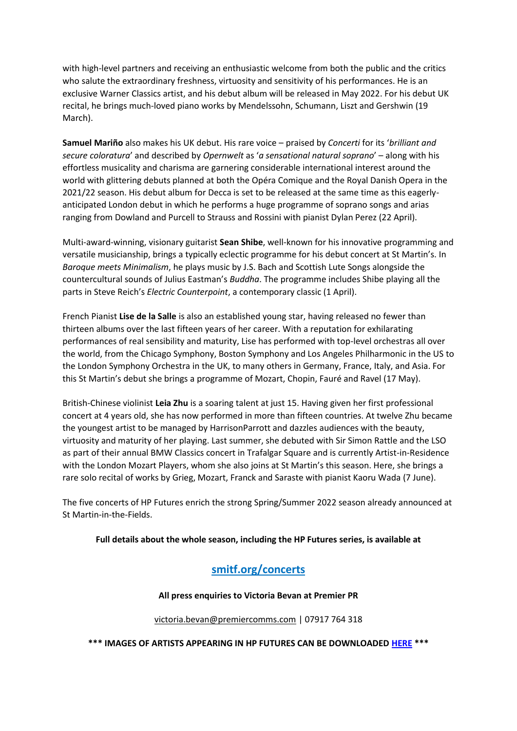with high-level partners and receiving an enthusiastic welcome from both the public and the critics who salute the extraordinary freshness, virtuosity and sensitivity of his performances. He is an exclusive Warner Classics artist, and his debut album will be released in May 2022. For his debut UK recital, he brings much-loved piano works by Mendelssohn, Schumann, Liszt and Gershwin (19 March).

**Samuel Mariño** also makes his UK debut. His rare voice – praised by *Concerti* for its '*brilliant and secure coloratura*' and described by *Opernwelt* as '*a sensational natural soprano*' – along with his effortless musicality and charisma are garnering considerable international interest around the world with glittering debuts planned at both the Opéra Comique and the Royal Danish Opera in the 2021/22 season. His debut album for Decca is set to be released at the same time as this eagerly-anticipated London debut in which he performs a huge programme of soprano songs and arias ranging from Dowland and Purcell to Strauss and Rossini with pianist Dylan Perez (22 April).

Multi-award-winning, visionary guitarist **Sean Shibe**, well-known for his innovative programming and versatile musicianship, brings a typically eclectic programme for his debut concert at St Martin's. In *Baroque meets Minimalism*, he plays music by J.S. Bach and Scottish Lute Songs alongside the countercultural sounds of Julius Eastman's *Buddha*. The programme includes Shibe playing all the parts in Steve Reich's *Electric Counterpoint*, a contemporary classic (1 April).

French Pianist **Lise de la Salle** is also an established young star, having released no fewer than thirteen albums over the last fifteen years of her career. With a reputation for exhilarating performances of real sensibility and maturity, Lise has performed with top-level orchestras all over the world, from the Chicago Symphony, Boston Symphony and Los Angeles Philharmonic in the US to the London Symphony Orchestra in the UK, to many others in Germany, France, Italy, and Asia. For this St Martin's debut she brings a programme of Mozart, Chopin, Fauré and Ravel (17 May).

British-Chinese violinist **Leia Zhu** is a soaring talent at just 15. Having given her first professional concert at 4 years old, she has now performed in more than fifteen countries. At twelve Zhu became the youngest artist to be managed by HarrisonParrott and dazzles audiences with the beauty, virtuosity and maturity of her playing. Last summer, she debuted with Sir Simon Rattle and the LSO as part of their annual BMW Classics concert in Trafalgar Square and is currently Artist-in-Residence with the London Mozart Players, whom she also joins at St Martin's this season. Here, she brings a rare solo recital of works by Grieg, Mozart, Franck and Saraste with pianist Kaoru Wada (7 June).

The five concerts of HP Futures enrich the strong Spring/Summer 2022 season already announced at St Martin-in-the-Fields.

**Full details about the whole season, including the HP Futures series, is available at**

## [smitf.org/concerts](smitf.org/concerts)

**All press enquiries to Victoria Bevan at Premier PR**

victoria.bevan@premiercomms.com | 07917 764 318

**\*\*\* IMAGES OF ARTISTS APPEARING IN HP FUTURES CAN BE DOWNLOADED HERE \*\*\***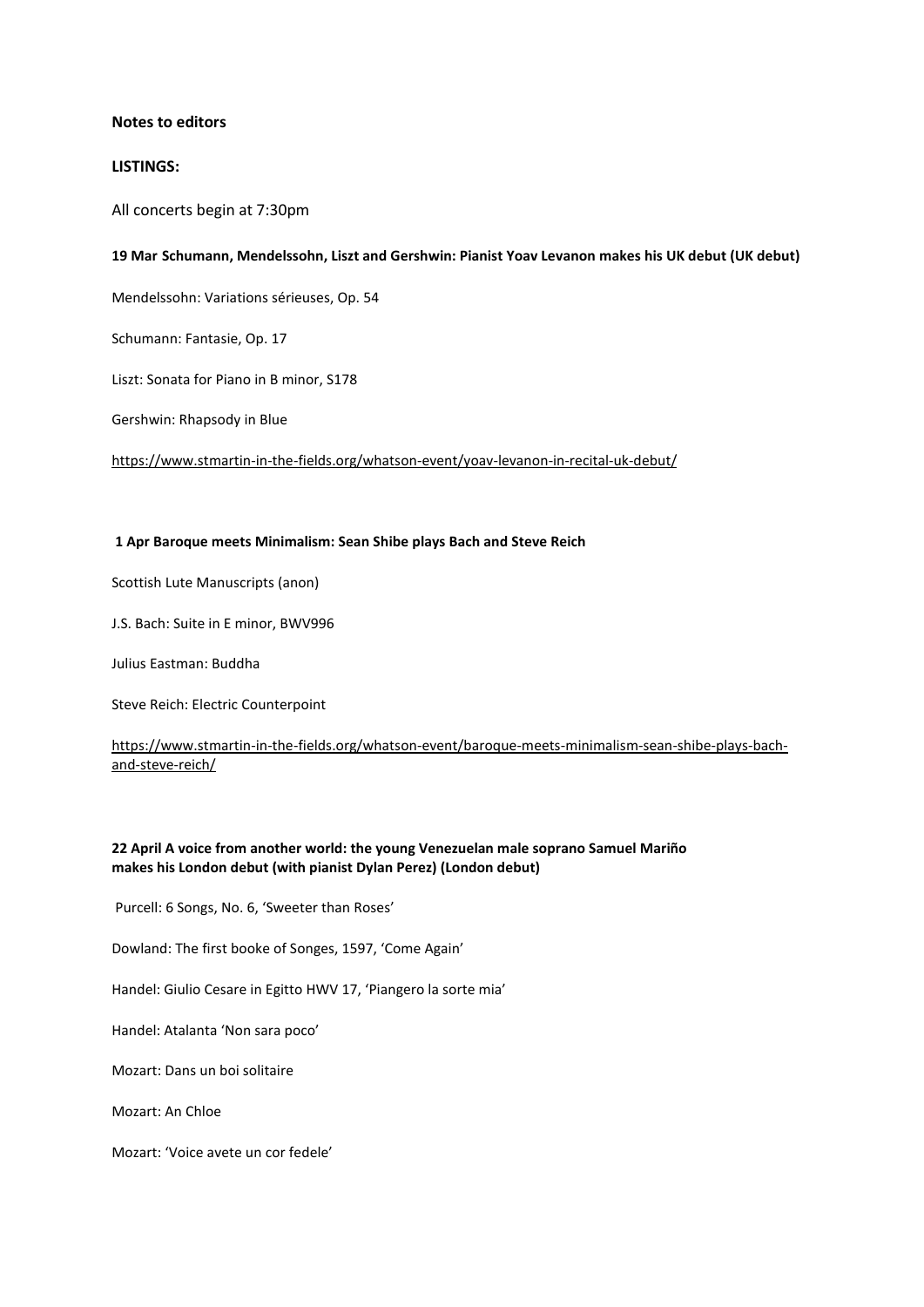**Notes to editors**

**LISTINGS:**

All concerts begin at 7:30pm

**19 Mar Schumann, Mendelssohn, Liszt and Gershwin: Pianist Yoav Levanon makes his UK debut (UK debut)**

Mendelssohn: Variations sérieuses, Op. 54

Schumann: Fantasie, Op. 17

Liszt: Sonata for Piano in B minor, S178

Gershwin: Rhapsody in Blue

https://www.stmartin-in-the-fields.org/whatson-event/yoav-levanon-in-recital-uk-debut/

**1 Apr Baroque meets Minimalism: Sean Shibe plays Bach and Steve Reich**

Scottish Lute Manuscripts (anon)

J.S. Bach: Suite in E minor, BWV996

Julius Eastman: Buddha

Steve Reich: Electric Counterpoint

https://www.stmartin-in-the-fields.org/whatson-event/baroque-meets-minimalism-sean-shibe-plays-bach-and-steve-reich/

**22 April A voice from another world: the young Venezuelan male soprano Samuel Mariño makes his London debut (with pianist Dylan Perez) (London debut)**

Purcell: 6 Songs, No. 6, 'Sweeter than Roses'

Dowland: The first booke of Songes, 1597, 'Come Again'

Handel: Giulio Cesare in Egitto HWV 17, 'Piangero la sorte mia'

Handel: Atalanta 'Non sara poco'

Mozart: Dans un boi solitaire

Mozart: An Chloe

Mozart: 'Voice avete un cor fedele'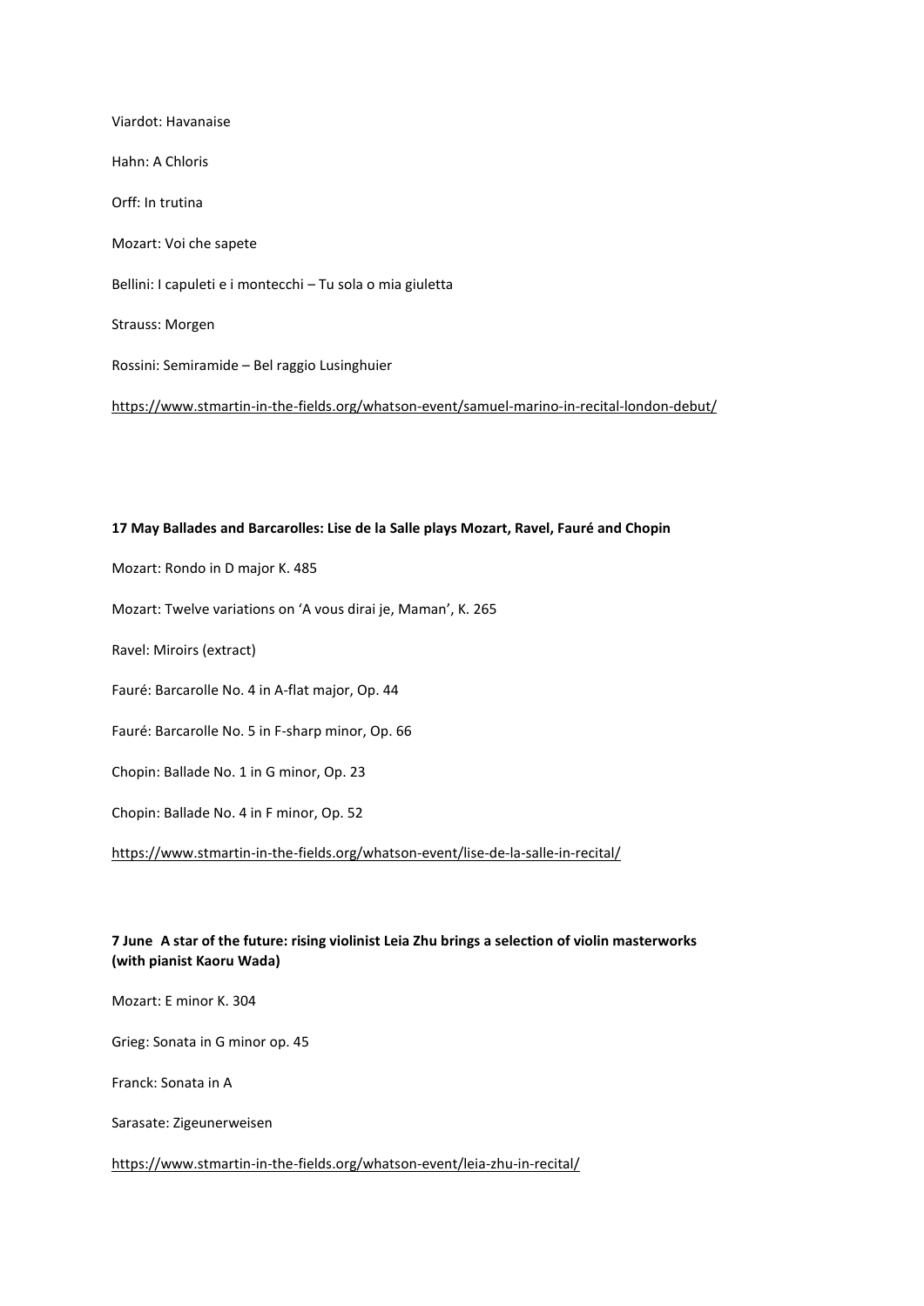Viardot: Havanaise

Hahn: A Chloris

Orff: In trutina

Mozart: Voi che sapete

Bellini: I capuleti e i montecchi – Tu sola o mia giuletta

Strauss: Morgen

Rossini: Semiramide – Bel raggio Lusinghuier

https://www.stmartin-in-the-fields.org/whatson-event/samuel-marino-in-recital-london-debut/

**17 May Ballades and Barcarolles: Lise de la Salle plays Mozart, Ravel, Fauré and Chopin**

Mozart: Rondo in D major K. 485

Mozart: Twelve variations on 'A vous dirai je, Maman', K. 265

Ravel: Miroirs (extract)

Fauré: Barcarolle No. 4 in A-flat major, Op. 44

Fauré: Barcarolle No. 5 in F-sharp minor, Op. 66

Chopin: Ballade No. 1 in G minor, Op. 23

Chopin: Ballade No. 4 in F minor, Op. 52

https://www.stmartin-in-the-fields.org/whatson-event/lise-de-la-salle-in-recital/

**7 June A star of the future: rising violinist Leia Zhu brings a selection of violin masterworks (with pianist Kaoru Wada)**

Mozart: E minor K. 304

Grieg: Sonata in G minor op. 45

Franck: Sonata in A

Sarasate: Zigeunerweisen

https://www.stmartin-in-the-fields.org/whatson-event/leia-zhu-in-recital/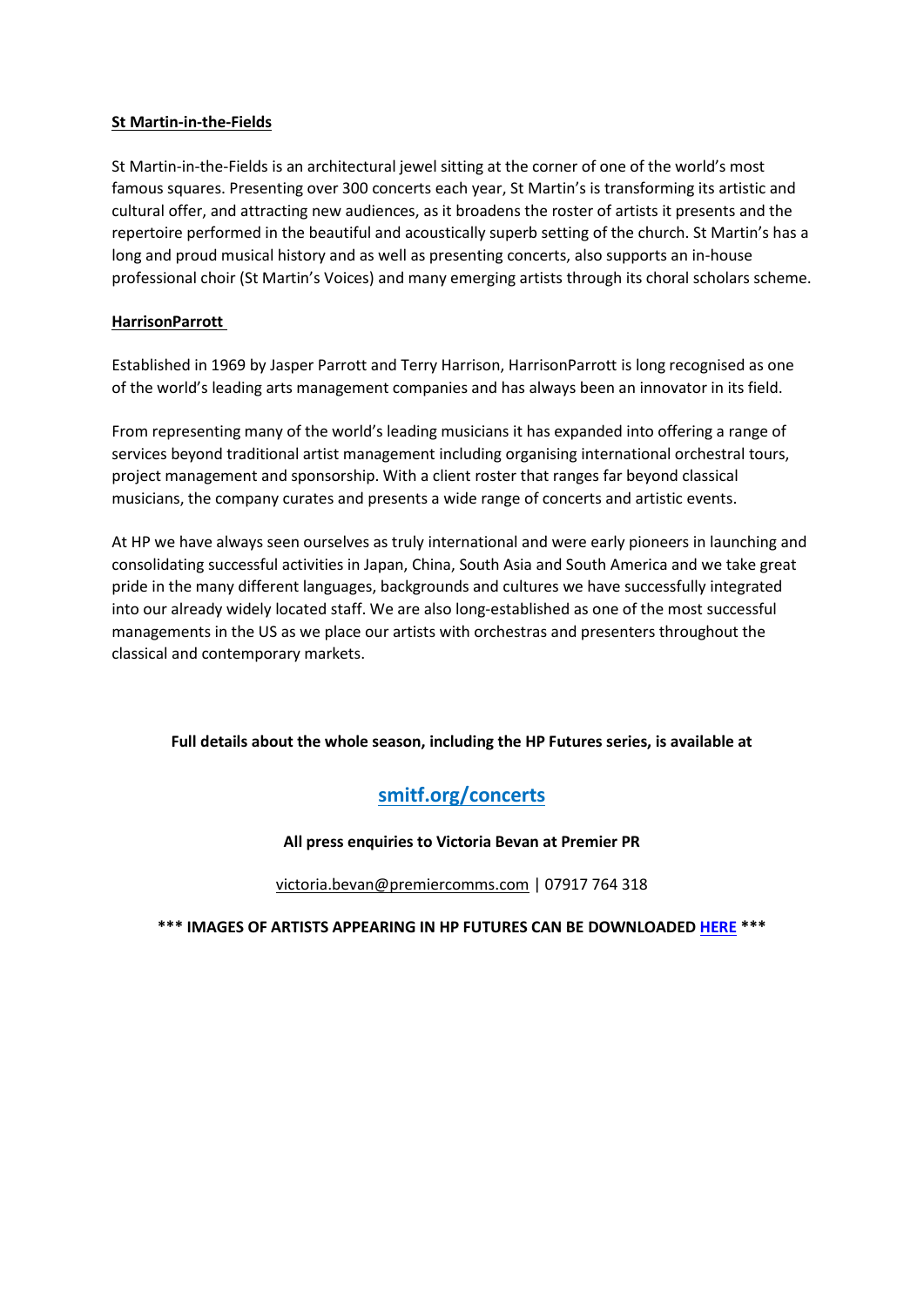## St Martin-in-the-Fields

St Martin-in-the-Fields is an architectural jewel sitting at the corner of one of the world's most famous squares. Presenting over 300 concerts each year, St Martin's is transforming its artistic and cultural offer, and attracting new audiences, as it broadens the roster of artists it presents and the repertoire performed in the beautiful and acoustically superb setting of the church. St Martin's has a long and proud musical history and as well as presenting concerts, also supports an in-house professional choir (St Martin's Voices) and many emerging artists through its choral scholars scheme.

## HarrisonParrott

Established in 1969 by Jasper Parrott and Terry Harrison, HarrisonParrott is long recognised as one of the world's leading arts management companies and has always been an innovator in its field.

From representing many of the world's leading musicians it has expanded into offering a range of services beyond traditional artist management including organising international orchestral tours, project management and sponsorship. With a client roster that ranges far beyond classical musicians, the company curates and presents a wide range of concerts and artistic events.

At HP we have always seen ourselves as truly international and were early pioneers in launching and consolidating successful activities in Japan, China, South Asia and South America and we take great pride in the many different languages, backgrounds and cultures we have successfully integrated into our already widely located staff. We are also long-established as one of the most successful managements in the US as we place our artists with orchestras and presenters throughout the classical and contemporary markets.

**Full details about the whole season, including the HP Futures series, is available at**

**[smitf.org/concerts](smitf.org/concerts)**

**All press enquiries to Victoria Bevan at Premier PR**

victoria.bevan@premiercomms.com | 07917 764 318

**\*\*\* IMAGES OF ARTISTS APPEARING IN HP FUTURES CAN BE DOWNLOADED HERE \*\*\***